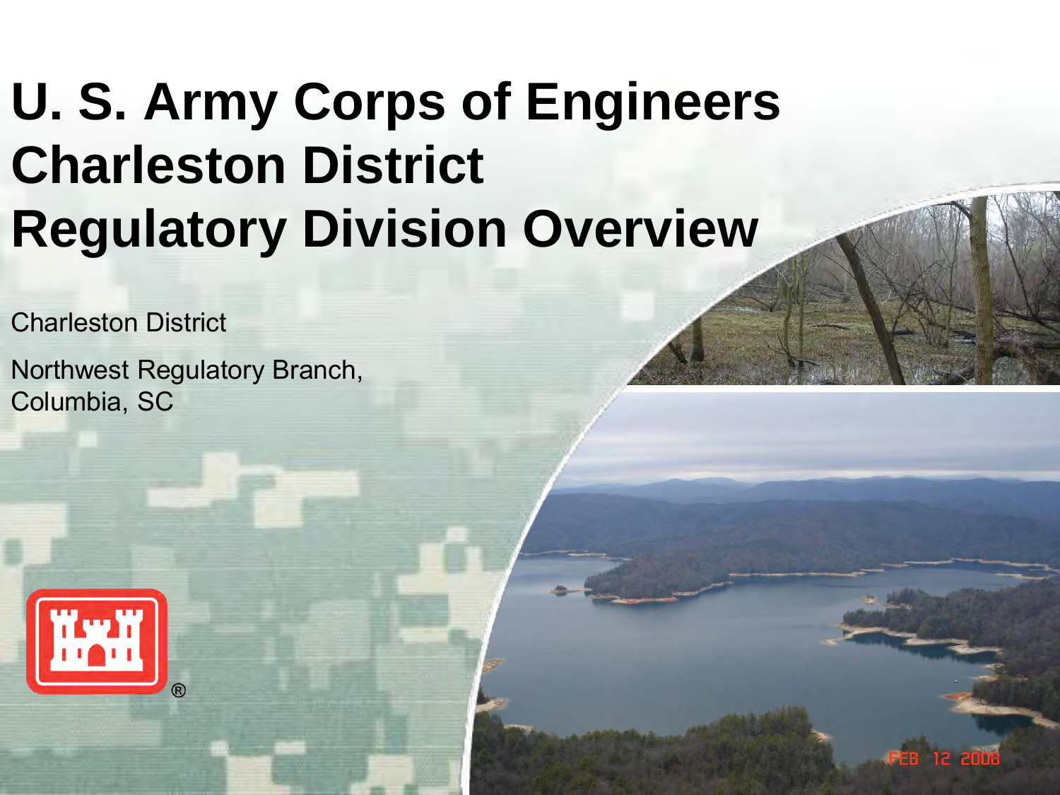# U. S. Army Corps of Engineers Charleston District Regulatory Division Overview

Charleston District

Northwest Regulatory Branch, Columbia, SC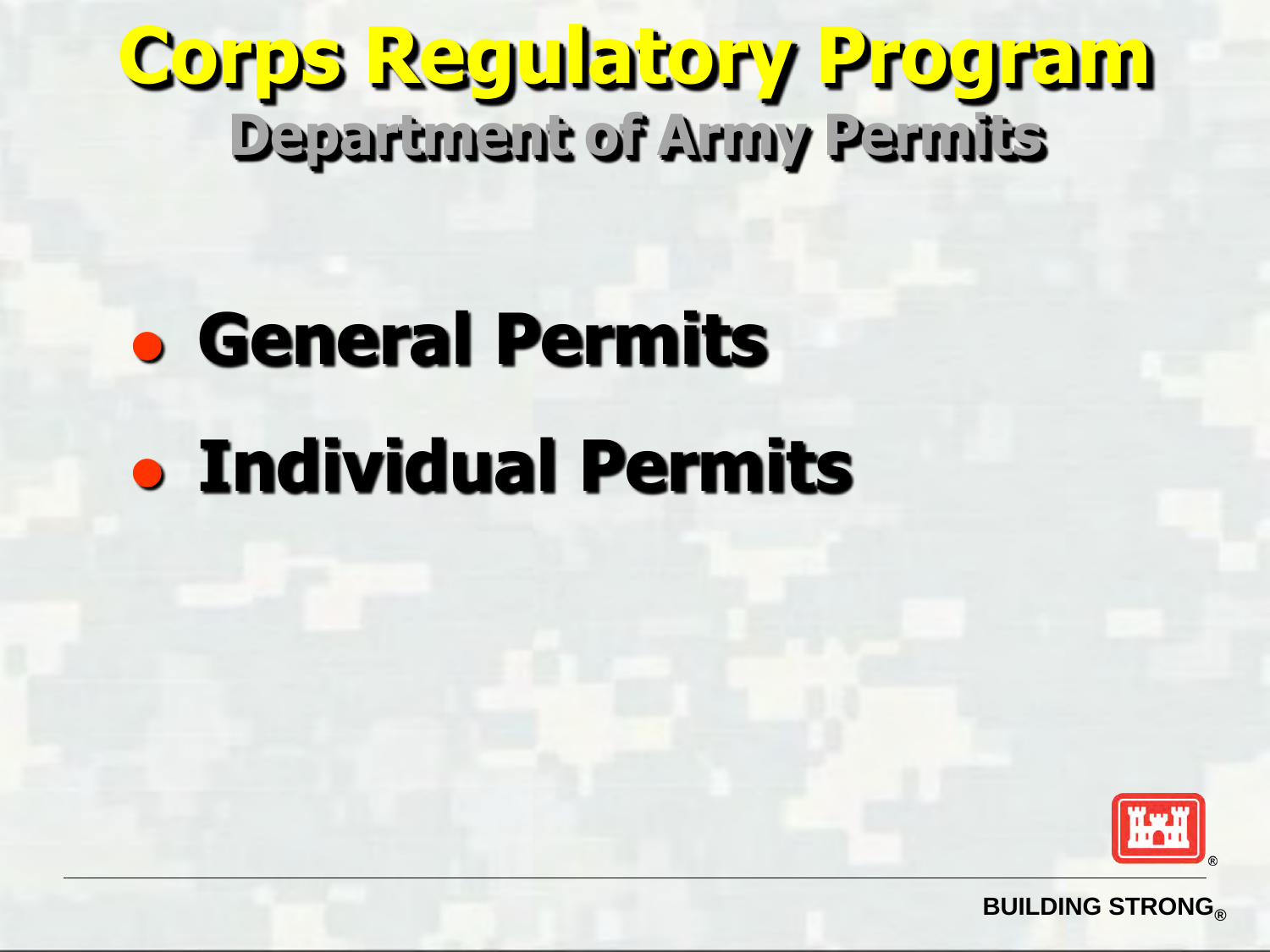# Corps Regulatory Program

## Department of Army Permits

- General Permits
- Individual Permits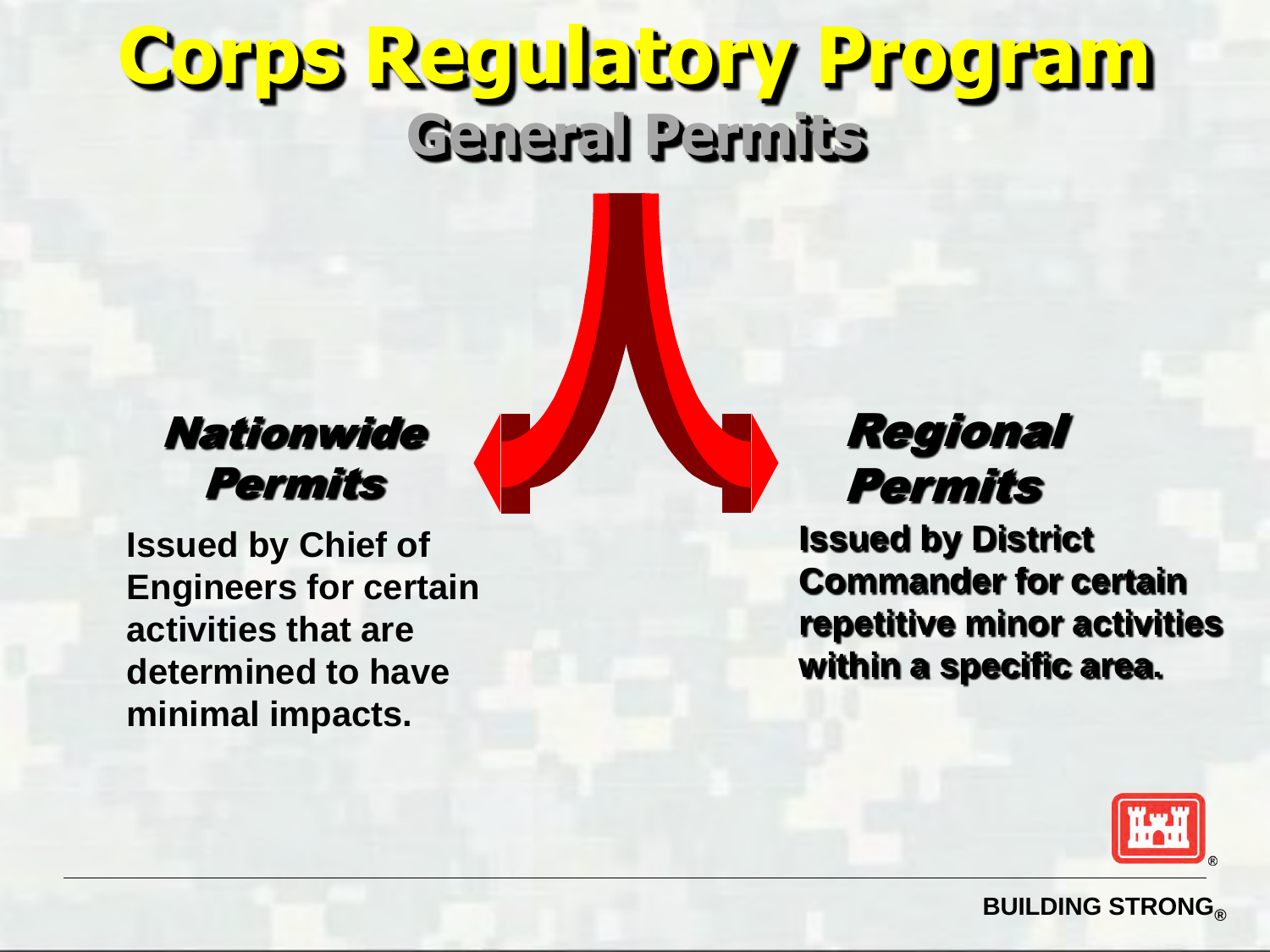# Corps Regulatory Program

## General Permits

### *Nationwide Permits*

Issued by Chief of Engineers for certain activities that are determined to have minimal impacts.

### *Regional Permits*

Issued by District Commander for certain repetitive minor activities within a specific area.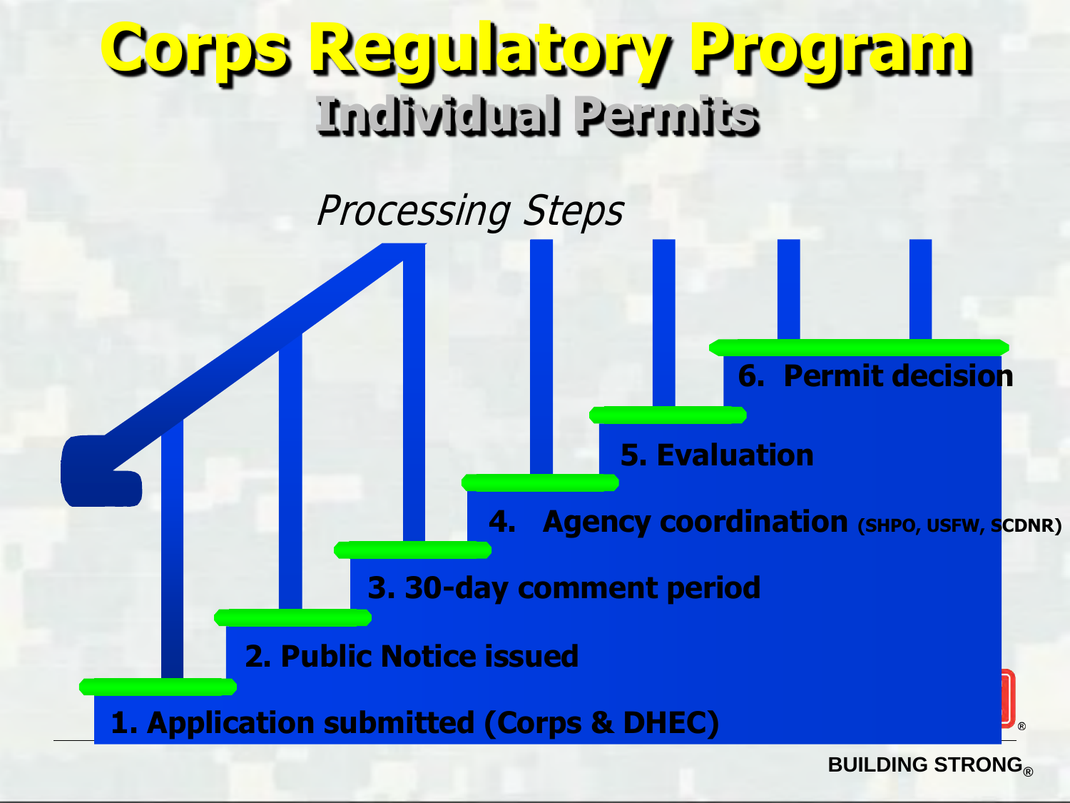# Corps Regulatory Program

## Individual Permits

*Processing Steps*

1. Application submitted (Corps & DHEC)
2. Public Notice issued
3. 30-day comment period
4. Agency coordination (SHPO, USFW, SCDNR)
5. Evaluation
6. Permit decision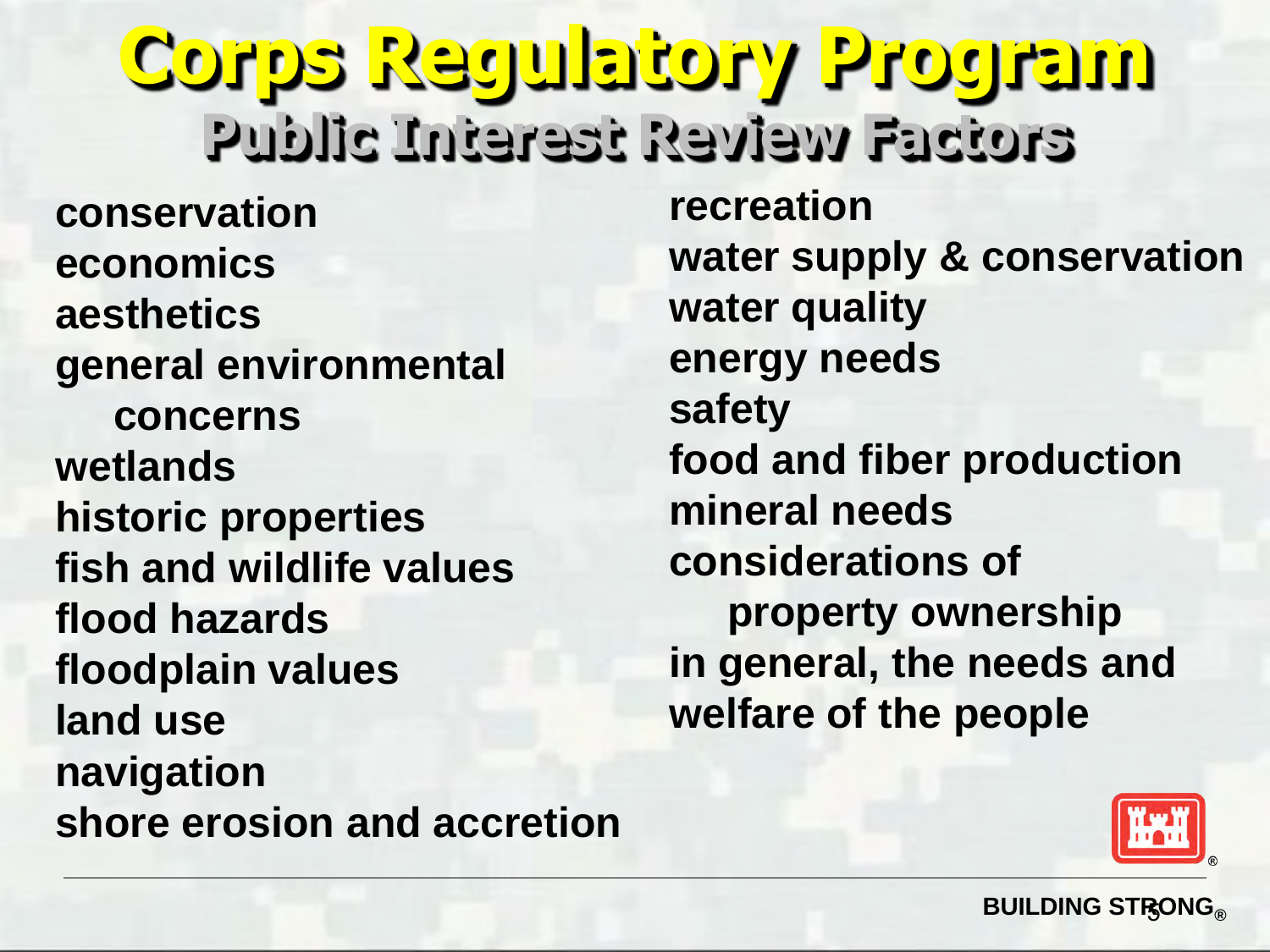# Corps Regulatory Program

## Public Interest Review Factors

- conservation
- economics
- aesthetics
- general environmental concerns
- wetlands
- historic properties
- fish and wildlife values
- flood hazards
- floodplain values
- land use
- navigation
- shore erosion and accretion
- recreation
- water supply & conservation
- water quality
- energy needs
- safety
- food and fiber production
- mineral needs
- considerations of property ownership
- in general, the needs and welfare of the people

BUILDING STRONG®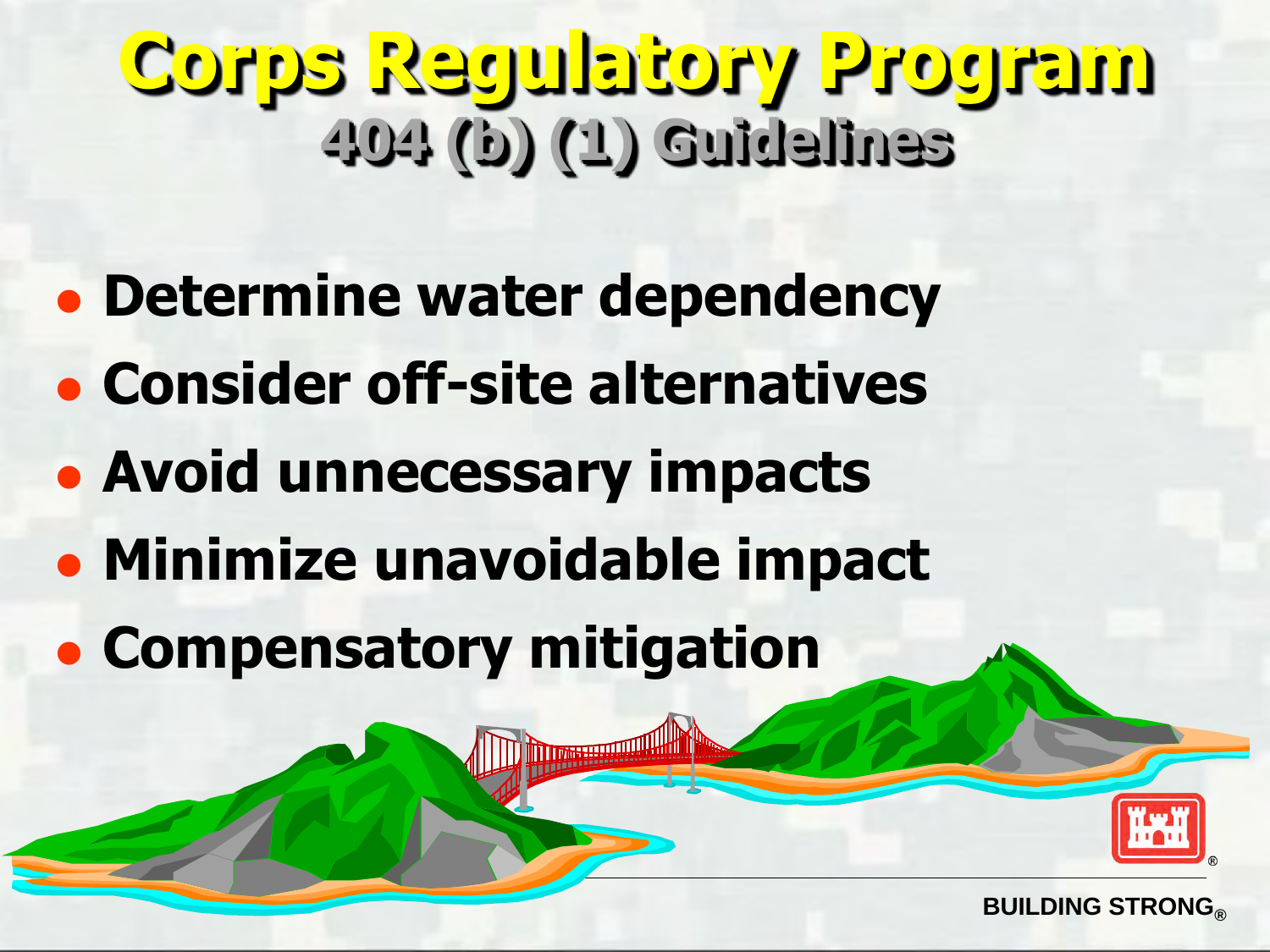# Corps Regulatory Program

## 404 (b) (1) Guidelines

- Determine water dependency
- Consider off-site alternatives
- Avoid unnecessary impacts
- Minimize unavoidable impact
- Compensatory mitigation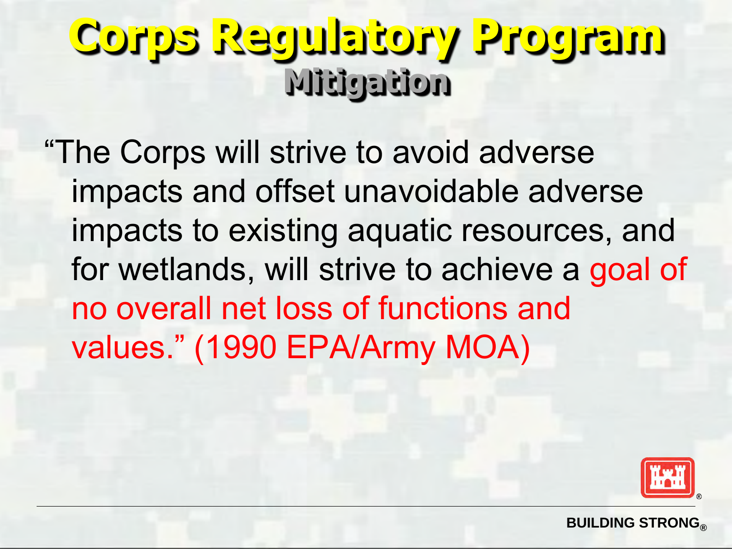# Corps Regulatory Program

## Mitigation

"The Corps will strive to avoid adverse impacts and offset unavoidable adverse impacts to existing aquatic resources, and for wetlands, will strive to achieve a goal of no overall net loss of functions and values." (1990 EPA/Army MOA)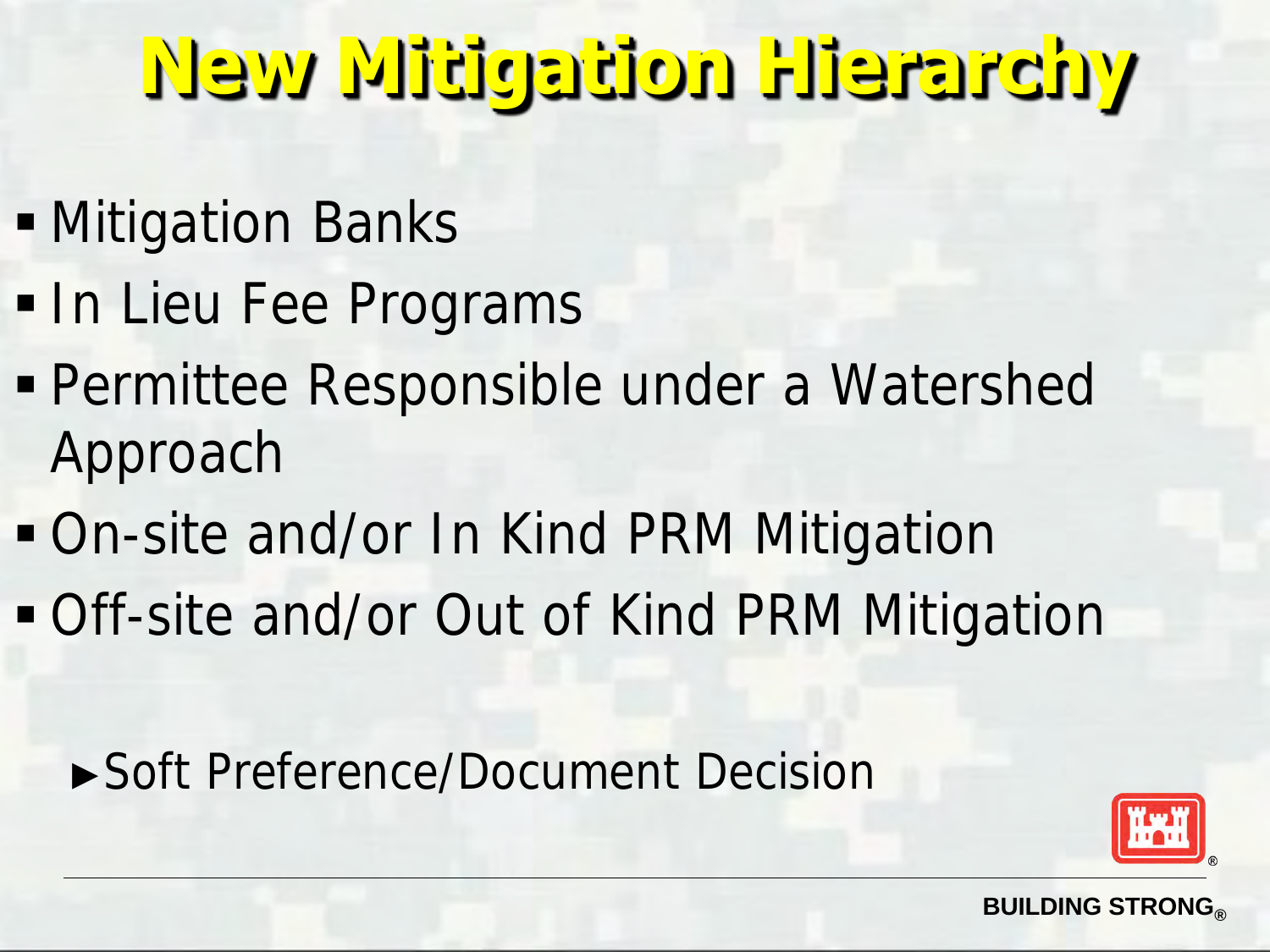# New Mitigation Hierarchy

- Mitigation Banks
- In Lieu Fee Programs
- Permittee Responsible under a Watershed Approach
- On-site and/or In Kind PRM Mitigation
- Off-site and/or Out of Kind PRM Mitigation

  - ►Soft Preference/Document Decision

BUILDING STRONG®